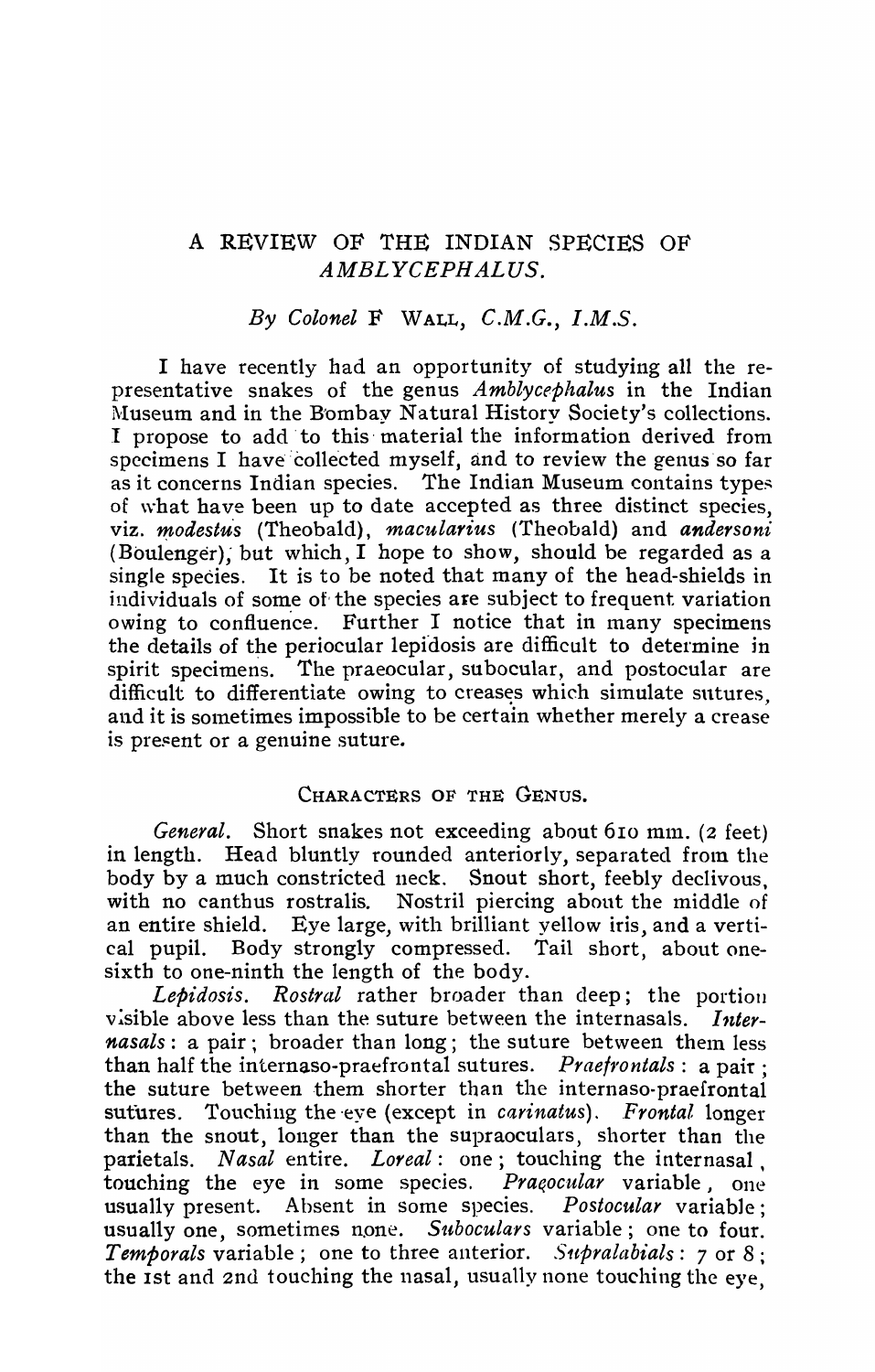# A REVIEW OF THE INDIAN SPECIES OF *AMBLYCEPHALUS*.

*By Colonel* F WALL, *C.M.G., I.M.S.*

I have recently had an opportunity of studying all the representative snakes of the genus *Amblycephalus* in the Indian Museum and in the Bombay Natural History Society's collections. I propose to add to this material the information derived from specimens I have collected myself, and to review the genus so far as it concerns Indian species. The Indian Museum contains types of what have been up to date accepted as three distinct species, viz. *modestus* (Theobald), *macularius* (Theobald) and *andersoni* (Boulenger), but which, I hope to show, should be regarded as a single species. It is to be noted that many of the head-shields in individuals of some of the species are subject to frequent variation owing to confluence. Further I notice that in many specimens the details of the periocular lepidosis are difficult to determine in spirit specimens. The praeocular, subocular, and postocular are difficult to differentiate owing to creases which simulate sutures, and it is sometimes impossible to be certain whether merely a crease is present or a genuine suture.

## CHARACTERS OF THE GENUS.

*General.* Short snakes not exceeding about 610 mm. (2 feet) in length. Head bluntly rounded anteriorly, separated from the body by a much constricted neck. Snout short, feebly declivous, with no canthus rostralis. Nostril piercing about the middle of an entire shield. Eye large, with brilliant yellow iris, and a vertical pupil. Body strongly compressed. Tail short, about one-sixth to one-ninth the length of the body.

*Lepidosis. Rostral* rather broader than deep; the portion visible above less than the suture between the internasals. *Internasals*: a pair; broader than long; the suture between them less than half the internaso-praefrontal sutures. *Praefrontals*: a pair; the suture between them shorter than the internaso-praefrontal sutures. Touching the eye (except in *carinatus*). *Frontal* longer than the snout, longer than the supraoculars, shorter than the parietals. *Nasal* entire. *Loreal*: one; touching the internasal, touching the eye in some species. *Praeocular* variable, one usually present. Absent in some species. *Postocular* variable; usually one, sometimes none. *Suboculars* variable; one to four. *Temporals* variable; one to three anterior. *Supralabials*: 7 or 8; the 1st and 2nd touching the nasal, usually none touching the eye,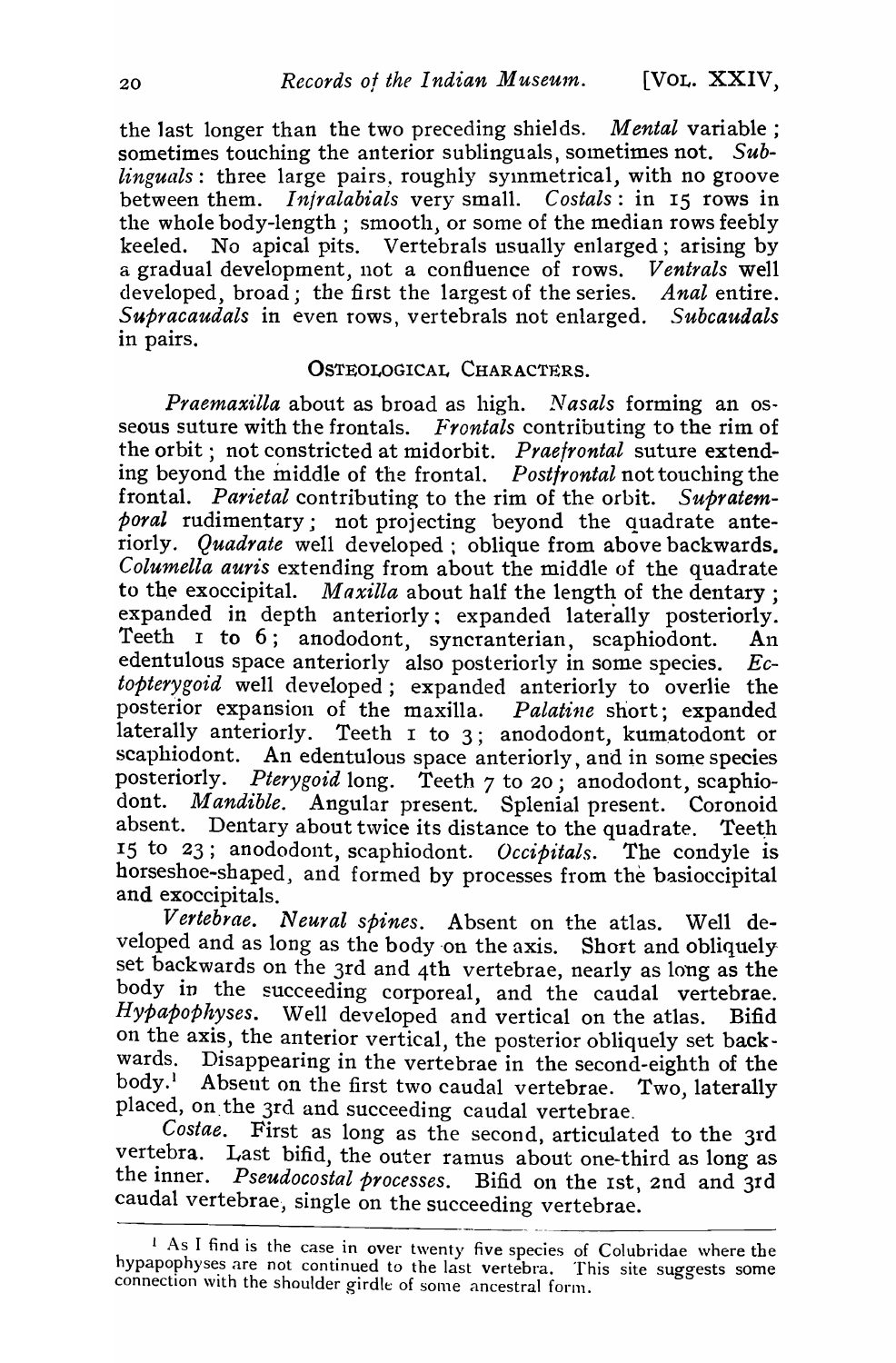the last longer than the two preceding shields. *Mental* variable; sometimes touching the anterior sublinguals, sometimes not. *Sublinguals*: three large pairs, roughly symmetrical, with no groove between them. *Infralabials* very small. *Costals*: in 15 rows in the whole body-length; smooth, or some of the median rows feebly keeled. No apical pits. Vertebrals usually enlarged; arising by a gradual development, not a confluence of rows. *Ventrals* well developed, broad; the first the largest of the series. *Anal* entire. *Supracaudals* in even rows, vertebrals not enlarged. *Subcaudals* in pairs.

## OSTEOLOGICAL CHARACTERS.

*Praemaxilla* about as broad as high. *Nasals* forming an osseous suture with the frontals. *Frontals* contributing to the rim of the orbit; not constricted at midorbit. *Praefrontal* suture extending beyond the middle of the frontal. *Postfrontal* not touching the frontal. *Parietal* contributing to the rim of the orbit. *Supratemporal* rudimentary; not projecting beyond the quadrate anteriorly. *Quadrate* well developed; oblique from above backwards. *Columella auris* extending from about the middle of the quadrate to the exoccipital. *Maxilla* about half the length of the dentary; expanded in depth anteriorly; expanded laterally posteriorly. Teeth 1 to 6; anododont, syncranterian, scaphiodont. An edentulous space anteriorly also posteriorly in some species. *Ectopterygoid* well developed; expanded anteriorly to overlie the posterior expansion of the maxilla. *Palatine* short; expanded laterally anteriorly. Teeth 1 to 3; anododont, kumatodont or scaphiodont. An edentulous space anteriorly, and in some species posteriorly. *Pterygoid* long. Teeth 7 to 20; anododont, scaphiodont. *Mandible*. Angular present. Splenial present. Coronoid absent. Dentary about twice its distance to the quadrate. Teeth 15 to 23; anododont, scaphiodont. *Occipitals*. The condyle is horseshoe-shaped, and formed by processes from the basioccipital and exoccipitals.

*Vertebrae*. *Neural spines*. Absent on the atlas. Well developed and as long as the body on the axis. Short and obliquely set backwards on the 3rd and 4th vertebrae, nearly as long as the body in the succeeding corporeal, and the caudal vertebrae. *Hypapophyses*. Well developed and vertical on the atlas. Bifid on the axis, the anterior vertical, the posterior obliquely set backwards. Disappearing in the vertebrae in the second-eighth of the body.[1] Absent on the first two caudal vertebrae. Two, laterally placed, on the 3rd and succeeding caudal vertebrae.

*Costae*. First as long as the second, articulated to the 3rd vertebra. Last bifid, the outer ramus about one-third as long as the inner. *Pseudocostal processes*. Bifid on the 1st, 2nd and 3rd caudal vertebrae, single on the succeeding vertebrae.

---

[1] As I find is the case in over twenty five species of Colubridae where the hypapophyses are not continued to the last vertebra. This site suggests some connection with the shoulder girdle of some ancestral form.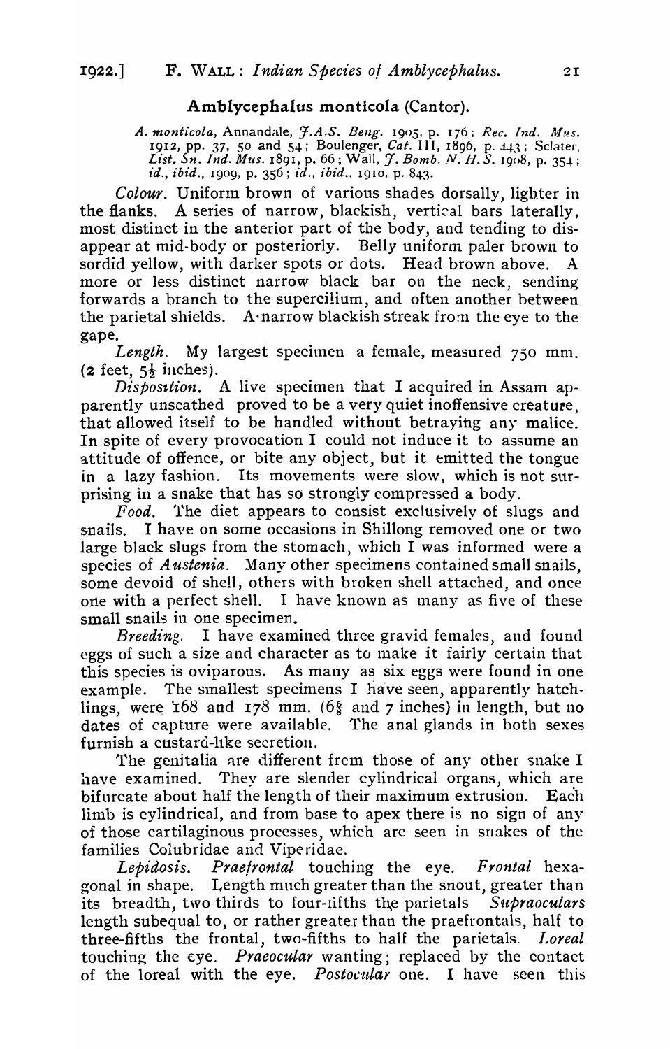## Amblycephalus monticola (Cantor).

*A. monticola*, Annandale, *J.A.S. Beng.* 1905, p. 176; *Rec. Ind. Mus.* 1912, pp. 37, 50 and 54; Boulenger, *Cat.* III, 1896, p. 443; Sclater, *List. Sn. Ind. Mus.* 1891, p. 66; Wall, *J. Bomb. N. H. S.* 1908, p. 354; *id.*, *ibid.*, 1909, p. 356; *id.*, *ibid.*, 1910, p. 843.

*Colour.* Uniform brown of various shades dorsally, lighter in the flanks. A series of narrow, blackish, vertical bars laterally, most distinct in the anterior part of the body, and tending to disappear at mid-body or posteriorly. Belly uniform paler brown to sordid yellow, with darker spots or dots. Head brown above. A more or less distinct narrow black bar on the neck, sending forwards a branch to the supercilium, and often another between the parietal shields. A narrow blackish streak from the eye to the gape.

*Length.* My largest specimen a female, measured 750 mm. (2 feet, 5½ inches).

*Disposition.* A live specimen that I acquired in Assam apparently unscathed proved to be a very quiet inoffensive creature, that allowed itself to be handled without betraying any malice. In spite of every provocation I could not induce it to assume an attitude of offence, or bite any object, but it emitted the tongue in a lazy fashion. Its movements were slow, which is not surprising in a snake that has so strongly compressed a body.

*Food.* The diet appears to consist exclusively of slugs and snails. I have on some occasions in Shillong removed one or two large black slugs from the stomach, which I was informed were a species of *Austenia*. Many other specimens contained small snails, some devoid of shell, others with broken shell attached, and once one with a perfect shell. I have known as many as five of these small snails in one specimen.

*Breeding.* I have examined three gravid females, and found eggs of such a size and character as to make it fairly certain that this species is oviparous. As many as six eggs were found in one example. The smallest specimens I have seen, apparently hatchlings, were 168 and 178 mm. (6⅝ and 7 inches) in length, but no dates of capture were available. The anal glands in both sexes furnish a custard-like secretion.

The genitalia are different from those of any other snake I have examined. They are slender cylindrical organs, which are bifurcate about half the length of their maximum extrusion. Each limb is cylindrical, and from base to apex there is no sign of any of those cartilaginous processes, which are seen in snakes of the families Colubridae and Viperidae.

*Lepidosis. Praefrontal* touching the eye. *Frontal* hexagonal in shape. Length much greater than the snout, greater than its breadth, two-thirds to four-fifths the parietals *Supraoculars* length subequal to, or rather greater than the praefrontals, half to three-fifths the frontal, two-fifths to half the parietals. *Loreal* touching the eye. *Praeocular* wanting; replaced by the contact of the loreal with the eye. *Postocular* one. I have seen this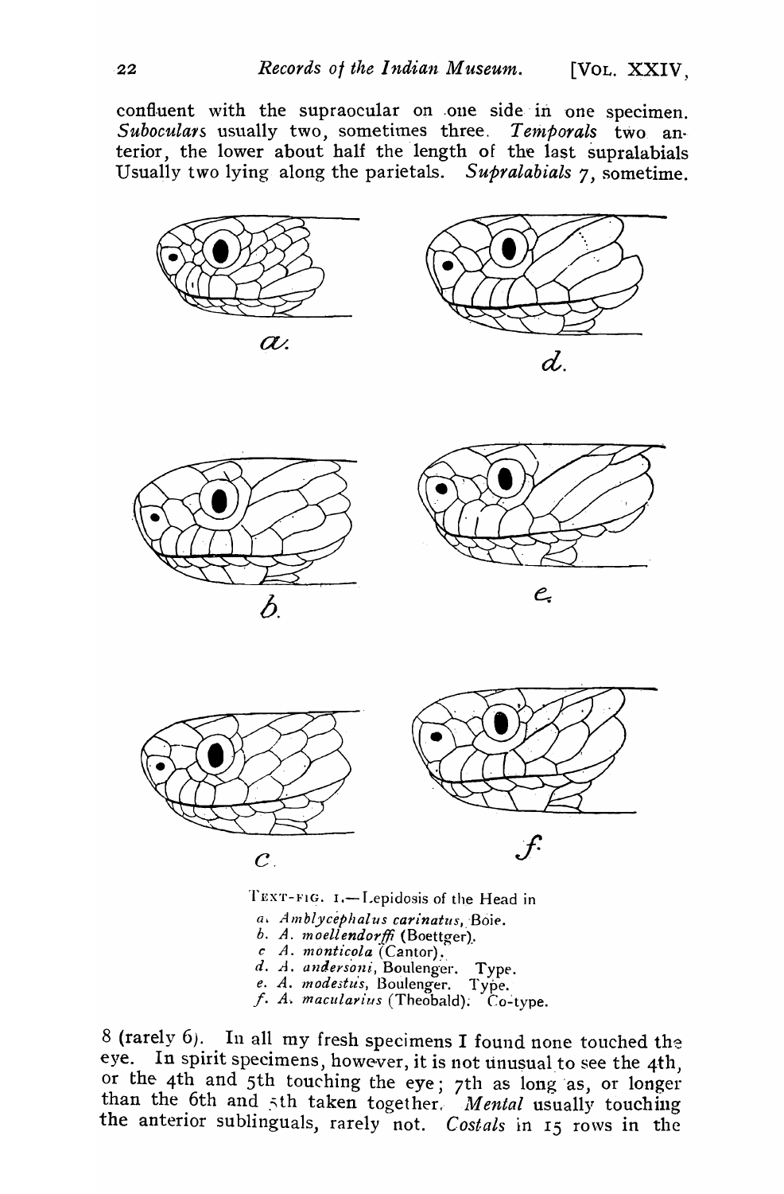confluent with the supraocular on one side in one specimen. *Suboculars* usually two, sometimes three. *Temporals* two anterior, the lower about half the length of the last supralabials Usually two lying along the parietals. *Supralabials* 7, sometime.

TEXT-FIG. 1.—Lepidosis of the Head in

*a. Amblycephalus carinatus*, Boie.
*b. A. moellendorffi* (Boettger).
*c. A. monticola* (Cantor).
*d. A. andersoni*, Boulenger. Type.
*e. A. modestus*, Boulenger. Type.
*f. A. macularius* (Theobald). Co-type.

8 (rarely 6). In all my fresh specimens I found none touched the eye. In spirit specimens, however, it is not unusual to see the 4th, or the 4th and 5th touching the eye; 7th as long as, or longer than the 6th and 5th taken together. *Mental* usually touching the anterior sublinguals, rarely not. *Costals* in 15 rows in the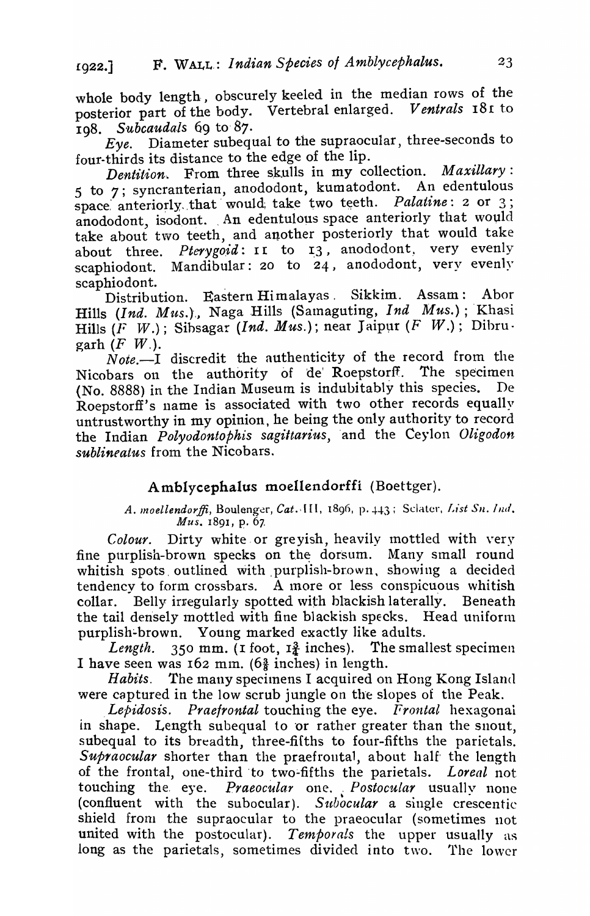whole body length, obscurely keeled in the median rows of the posterior part of the body. Vertebral enlarged. *Ventrals* 181 to 198. *Subcaudals* 69 to 87.

*Eye.* Diameter subequal to the supraocular, three-seconds to four-thirds its distance to the edge of the lip.

*Dentition.* From three skulls in my collection. *Maxillary*: 5 to 7; syncranterian, anododont, kumatodont. An edentulous space anteriorly that would take two teeth. *Palatine*: 2 or 3; anododont, isodont. An edentulous space anteriorly that would take about two teeth, and another posteriorly that would take about three. *Pterygoid*: 11 to 13, anododont, very evenly scaphiodont. Mandibular: 20 to 24, anododont, very evenly scaphiodont.

Distribution. Eastern Himalayas. Sikkim. Assam: Abor Hills (*Ind. Mus.*), Naga Hills (Samaguting, *Ind Mus.*); Khasi Hills (*F W.*); Sibsagar (*Ind. Mus.*); near Jaipur (*F W.*); Dibrugarh (*F W.*).

*Note.*—I discredit the authenticity of the record from the Nicobars on the authority of de Roepstorff. The specimen (No. 8888) in the Indian Museum is indubitably this species. De Roepstorff's name is associated with two other records equally untrustworthy in my opinion, he being the only authority to record the Indian *Polyodontophis sagittarius*, and the Ceylon *Oligodon sublineatus* from the Nicobars.

## Amblycephalus moellendorffi (Boettger).

*A. moellendorffi*, Boulenger, *Cat.* III, 1896, p. 443; Sclater, *List Sn. Ind. Mus.* 1891, p. 67.

*Colour.* Dirty white or greyish, heavily mottled with very fine purplish-brown specks on the dorsum. Many small round whitish spots outlined with purplish-brown, showing a decided tendency to form crossbars. A more or less conspicuous whitish collar. Belly irregularly spotted with blackish laterally. Beneath the tail densely mottled with fine blackish specks. Head uniform purplish-brown. Young marked exactly like adults.

*Length.* 350 mm. (1 foot, 1¾ inches). The smallest specimen I have seen was 162 mm. (6⅜ inches) in length.

*Habits.* The many specimens I acquired on Hong Kong Island were captured in the low scrub jungle on the slopes of the Peak.

*Lepidosis. Praefrontal* touching the eye. *Frontal* hexagonal in shape. Length subequal to or rather greater than the snout, subequal to its breadth, three-fifths to four-fifths the parietals. *Supraocular* shorter than the praefrontal, about half the length of the frontal, one-third to two-fifths the parietals. *Loreal* not touching the eye. *Praeocular* one. *Postocular* usually none (confluent with the subocular). *Subocular* a single crescentic shield from the supraocular to the praeocular (sometimes not united with the postocular). *Temporals* the upper usually as long as the parietals, sometimes divided into two. The lower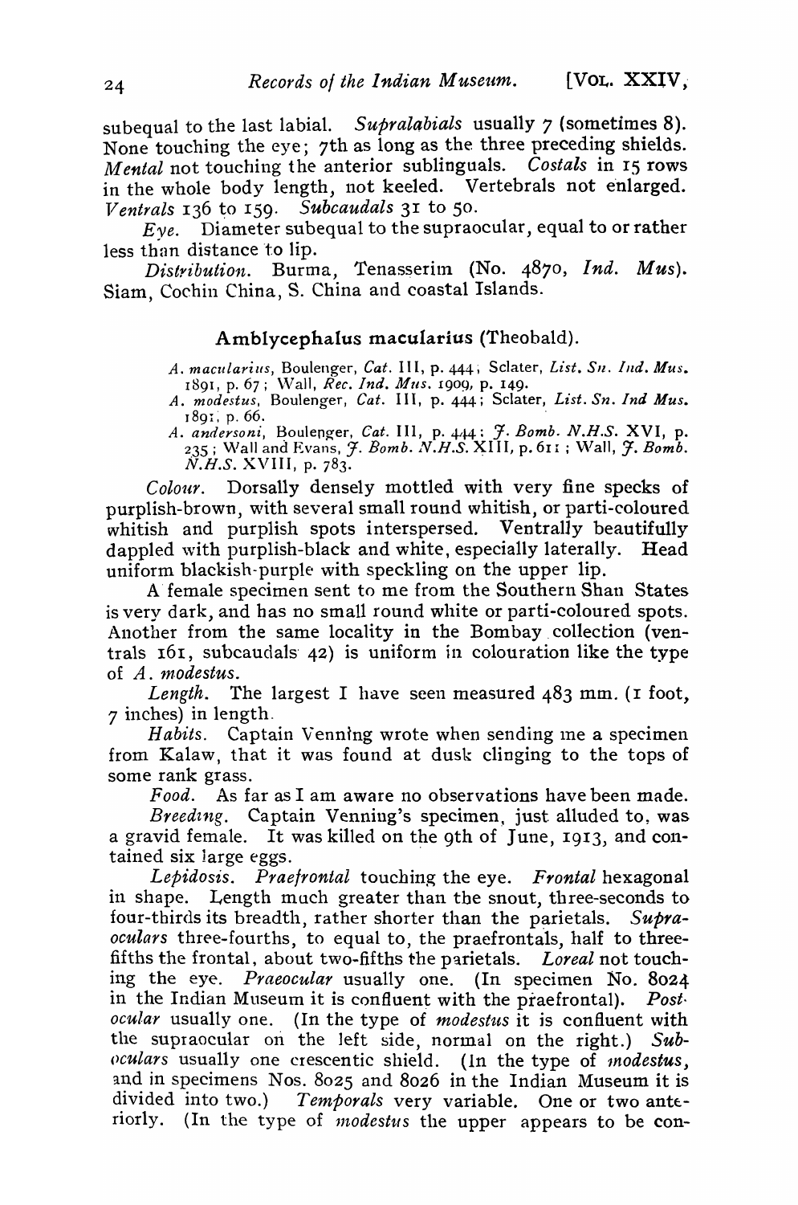subequal to the last labial. *Supralabials* usually 7 (sometimes 8). None touching the eye; 7th as long as the three preceding shields. *Mental* not touching the anterior sublinguals. *Costals* in 15 rows in the whole body length, not keeled. Vertebrals not enlarged. *Ventrals* 136 to 159. *Subcaudals* 31 to 50.

*Eye.* Diameter subequal to the supraocular, equal to or rather less than distance to lip.

*Distribution.* Burma, Tenasserim (No. 4870, *Ind. Mus*). Siam, Cochin China, S. China and coastal Islands.

## Amblycephalus macularius (Theobald).

*A. macularius*, Boulenger, *Cat.* III, p. 444; Sclater, *List. Sn. Ind. Mus.* 1891, p. 67; Wall, *Rec. Ind. Mus.* 1909, p. 149.

*A. modestus*, Boulenger, *Cat.* III, p. 444; Sclater, *List. Sn. Ind Mus.* 1891, p. 66.

*A. andersoni*, Boulenger, *Cat.* III, p. 444; *J. Bomb. N.H.S.* XVI, p. 235; Wall and Evans, *J. Bomb. N.H.S.* XIII, p. 611; Wall, *J. Bomb. N.H.S.* XVIII, p. 783.

*Colour.* Dorsally densely mottled with very fine specks of purplish-brown, with several small round whitish, or parti-coloured whitish and purplish spots interspersed. Ventrally beautifully dappled with purplish-black and white, especially laterally. Head uniform blackish-purple with speckling on the upper lip.

A female specimen sent to me from the Southern Shan States is very dark, and has no small round white or parti-coloured spots. Another from the same locality in the Bombay collection (ventrals 161, subcaudals 42) is uniform in colouration like the type of *A. modestus*.

*Length.* The largest I have seen measured 483 mm. (1 foot, 7 inches) in length.

*Habits.* Captain Venning wrote when sending me a specimen from Kalaw, that it was found at dusk clinging to the tops of some rank grass.

*Food.* As far as I am aware no observations have been made.

*Breeding.* Captain Venning's specimen, just alluded to, was a gravid female. It was killed on the 9th of June, 1913, and contained six large eggs.

*Lepidosis. Praefrontal* touching the eye. *Frontal* hexagonal in shape. Length much greater than the snout, three-seconds to four-thirds its breadth, rather shorter than the parietals. *Supraoculars* three-fourths, to equal to, the praefrontals, half to three-fifths the frontal, about two-fifths the parietals. *Loreal* not touching the eye. *Praeocular* usually one. (In specimen No. 8024 in the Indian Museum it is confluent with the praefrontal). *Postocular* usually one. (In the type of *modestus* it is confluent with the supraocular on the left side, normal on the right.) *Suboculars* usually one crescentic shield. (In the type of *modestus*, and in specimens Nos. 8025 and 8026 in the Indian Museum it is divided into two.) *Temporals* very variable. One or two anteriorly. (In the type of *modestus* the upper appears to be con-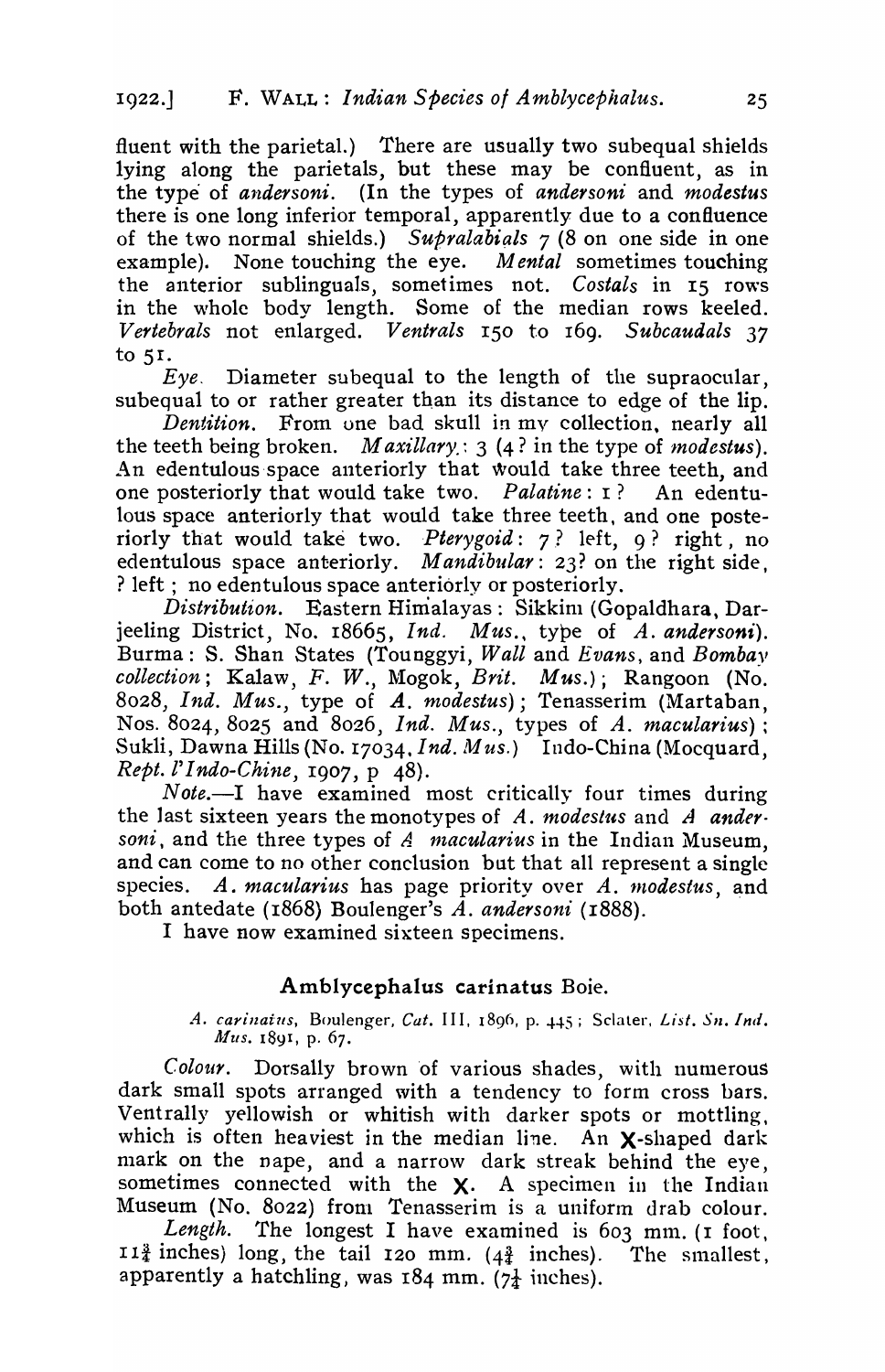fluent with the parietal.) There are usually two subequal shields lying along the parietals, but these may be confluent, as in the type of *andersoni*. (In the types of *andersoni* and *modestus* there is one long inferior temporal, apparently due to a confluence of the two normal shields.) *Supralabials* 7 (8 on one side in one example). None touching the eye. *Mental* sometimes touching the anterior sublinguals, sometimes not. *Costals* in 15 rows in the whole body length. Some of the median rows keeled. *Vertebrals* not enlarged. *Ventrals* 150 to 169. *Subcaudals* 37 to 51.

*Eye.* Diameter subequal to the length of the supraocular, subequal to or rather greater than its distance to edge of the lip.

*Dentition.* From one bad skull in my collection, nearly all the teeth being broken. *Maxillary*: 3 (4? in the type of *modestus*). An edentulous space anteriorly that would take three teeth, and one posteriorly that would take two. *Palatine*: 1? An edentulous space anteriorly that would take three teeth, and one posteriorly that would take two. *Pterygoid*: 7? left, 9? right, no edentulous space anteriorly. *Mandibular*: 23? on the right side, ? left; no edentulous space anteriorly or posteriorly.

*Distribution.* Eastern Himalayas: Sikkim (Gopaldhara, Darjeeling District, No. 18665, *Ind. Mus.*, type of *A. andersoni*). Burma: S. Shan States (Tounggyi, *Wall* and *Evans*, and *Bombay collection*; Kalaw, *F. W.*, Mogok, *Brit. Mus.*); Rangoon (No. 8028, *Ind. Mus.*, type of *A. modestus*); Tenasserim (Martaban, Nos. 8024, 8025 and 8026, *Ind. Mus.*, types of *A. macularius*); Sukli, Dawna Hills (No. 17034, *Ind. Mus.*) Indo-China (Mocquard, *Rept. l'Indo-Chine*, 1907, p 48).

*Note.*—I have examined most critically four times during the last sixteen years the monotypes of *A. modestus* and *A andersoni*, and the three types of *A macularius* in the Indian Museum, and can come to no other conclusion but that all represent a single species. *A. macularius* has page priority over *A. modestus*, and both antedate (1868) Boulenger's *A. andersoni* (1888).

I have now examined sixteen specimens.

### Amblycephalus carinatus Boie.

*A. carinatus*, Boulenger, *Cat.* III, 1896, p. 445; Sclater, *List. Sn. Ind. Mus.* 1891, p. 67.

*Colour.* Dorsally brown of various shades, with numerous dark small spots arranged with a tendency to form cross bars. Ventrally yellowish or whitish with darker spots or mottling, which is often heaviest in the median line. An X-shaped dark mark on the nape, and a narrow dark streak behind the eye, sometimes connected with the X. A specimen in the Indian Museum (No. 8022) from Tenasserim is a uniform drab colour.

*Length.* The longest I have examined is 603 mm. (1 foot, 11¾ inches) long, the tail 120 mm. (4¾ inches). The smallest, apparently a hatchling, was 184 mm. (7¼ inches).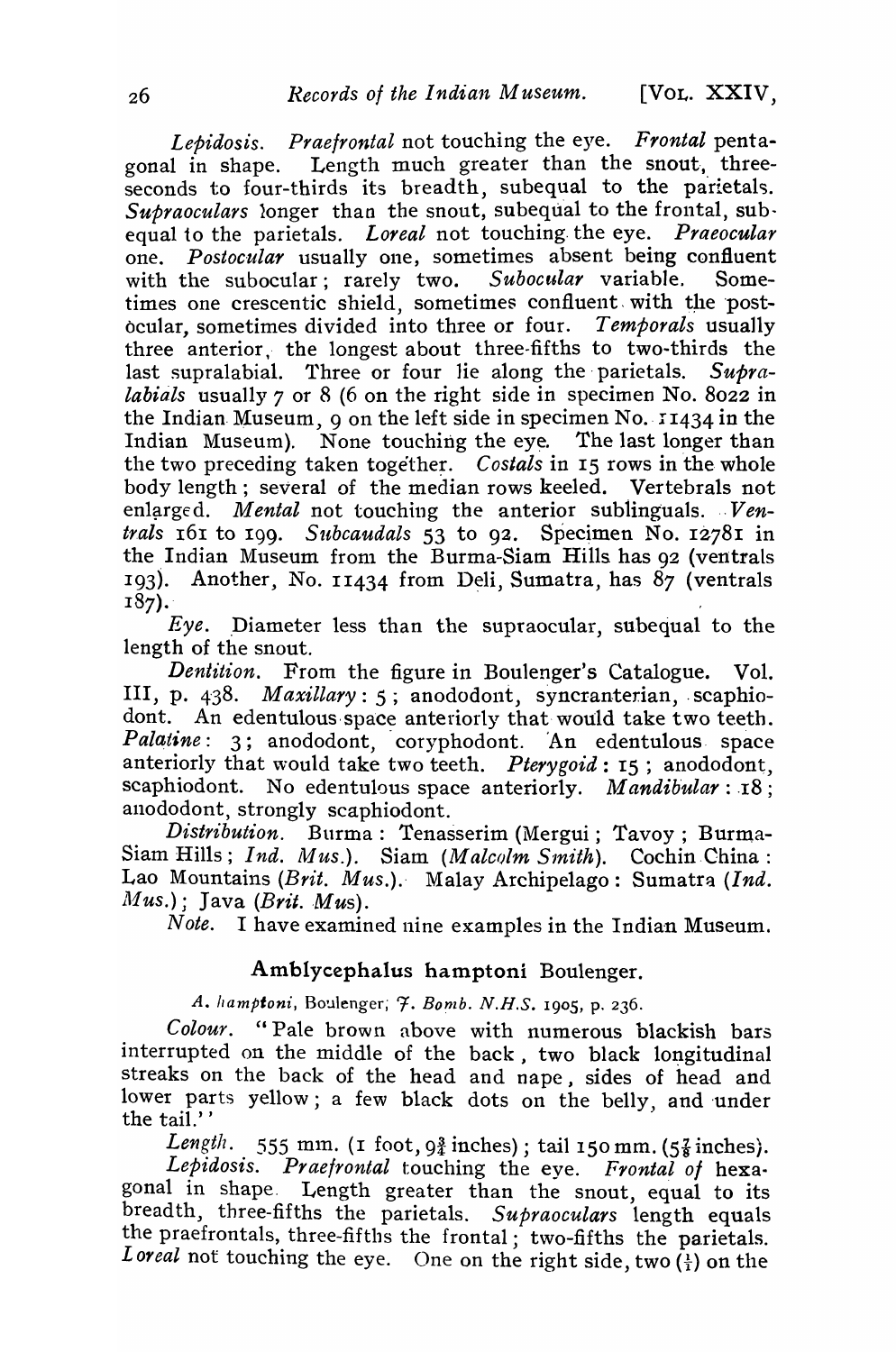*Lepidosis*. *Praefrontal* not touching the eye. *Frontal* pentagonal in shape. Length much greater than the snout, three-seconds to four-thirds its breadth, subequal to the parietals. *Supraoculars* longer than the snout, subequal to the frontal, subequal to the parietals. *Loreal* not touching the eye. *Praeocular* one. *Postocular* usually one, sometimes absent being confluent with the subocular; rarely two. *Subocular* variable. Sometimes one crescentic shield, sometimes confluent with the postocular, sometimes divided into three or four. *Temporals* usually three anterior, the longest about three-fifths to two-thirds the last supralabial. Three or four lie along the parietals. *Supralabials* usually 7 or 8 (6 on the right side in specimen No. 8022 in the Indian Museum, 9 on the left side in specimen No. 11434 in the Indian Museum). None touching the eye. The last longer than the two preceding taken together. *Costals* in 15 rows in the whole body length; several of the median rows keeled. Vertebrals not enlarged. *Mental* not touching the anterior sublinguals. *Ventrals* 161 to 199. *Subcaudals* 53 to 92. Specimen No. 12781 in the Indian Museum from the Burma-Siam Hills has 92 (ventrals 193). Another, No. 11434 from Deli, Sumatra, has 87 (ventrals 187).

*Eye*. Diameter less than the supraocular, subequal to the length of the snout.

*Dentition*. From the figure in Boulenger's Catalogue. Vol. III, p. 438. *Maxillary*: 5; anododont, syncranterian, scaphiodont. An edentulous space anteriorly that would take two teeth. *Palatine*: 3; anododont, coryphodont. An edentulous space anteriorly that would take two teeth. *Pterygoid*: 15; anododont, scaphiodont. No edentulous space anteriorly. *Mandibular*: 18; anododont, strongly scaphiodont.

*Distribution*. Burma: Tenasserim (Mergui; Tavoy; Burma-Siam Hills; *Ind. Mus.*). Siam (*Malcolm Smith*). Cochin China: Lao Mountains (*Brit. Mus.*). Malay Archipelago: Sumatra (*Ind. Mus.*); Java (*Brit. Mus*).

*Note*. I have examined nine examples in the Indian Museum.

## Amblycephalus hamptoni Boulenger.

*A. hamptoni*, Boulenger; *J. Bomb. N.H.S.* 1905, p. 236.

*Colour*. "Pale brown above with numerous blackish bars interrupted on the middle of the back, two black longitudinal streaks on the back of the head and nape, sides of head and lower parts yellow; a few black dots on the belly, and under the tail."

*Length*. 555 mm. (1 foot, 9¾ inches); tail 150 mm. (5⅞ inches).

*Lepidosis*. *Praefrontal* touching the eye. *Frontal of* hexagonal in shape. Length greater than the snout, equal to its breadth, three-fifths the parietals. *Supraoculars* length equals the praefrontals, three-fifths the frontal; two-fifths the parietals. *Loreal* not touching the eye. One on the right side, two ($\frac{1}{1}$) on the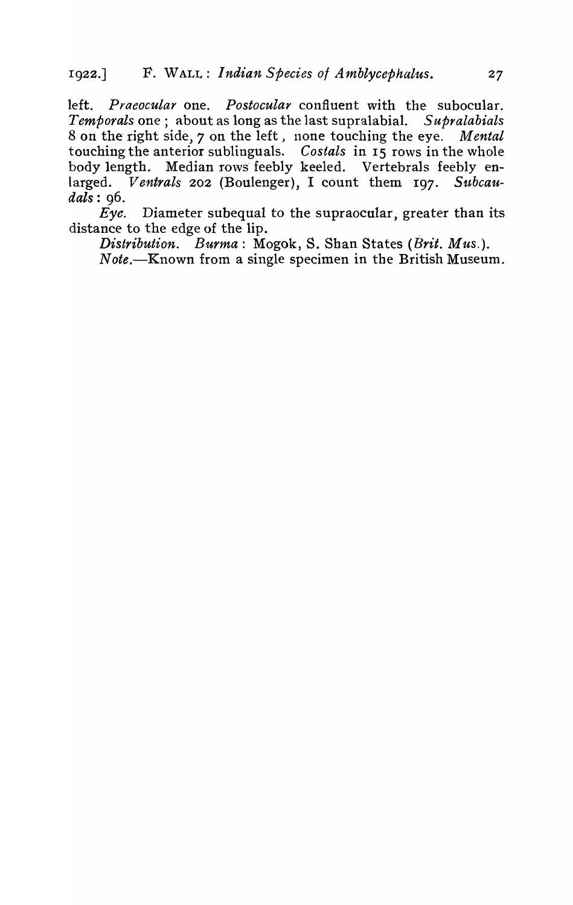left. *Praeocular* one. *Postocular* confluent with the subocular. *Temporals* one; about as long as the last supralabial. *Supralabials* 8 on the right side, 7 on the left, none touching the eye. *Mental* touching the anterior sublinguals. *Costals* in 15 rows in the whole body length. Median rows feebly keeled. Vertebrals feebly enlarged. *Ventrals* 202 (Boulenger), I count them 197. *Subcaudals*: 96.

*Eye.* Diameter subequal to the supraocular, greater than its distance to the edge of the lip.

*Distribution. Burma*: Mogok, S. Shan States (*Brit. Mus.*).

*Note.*—Known from a single specimen in the British Museum.